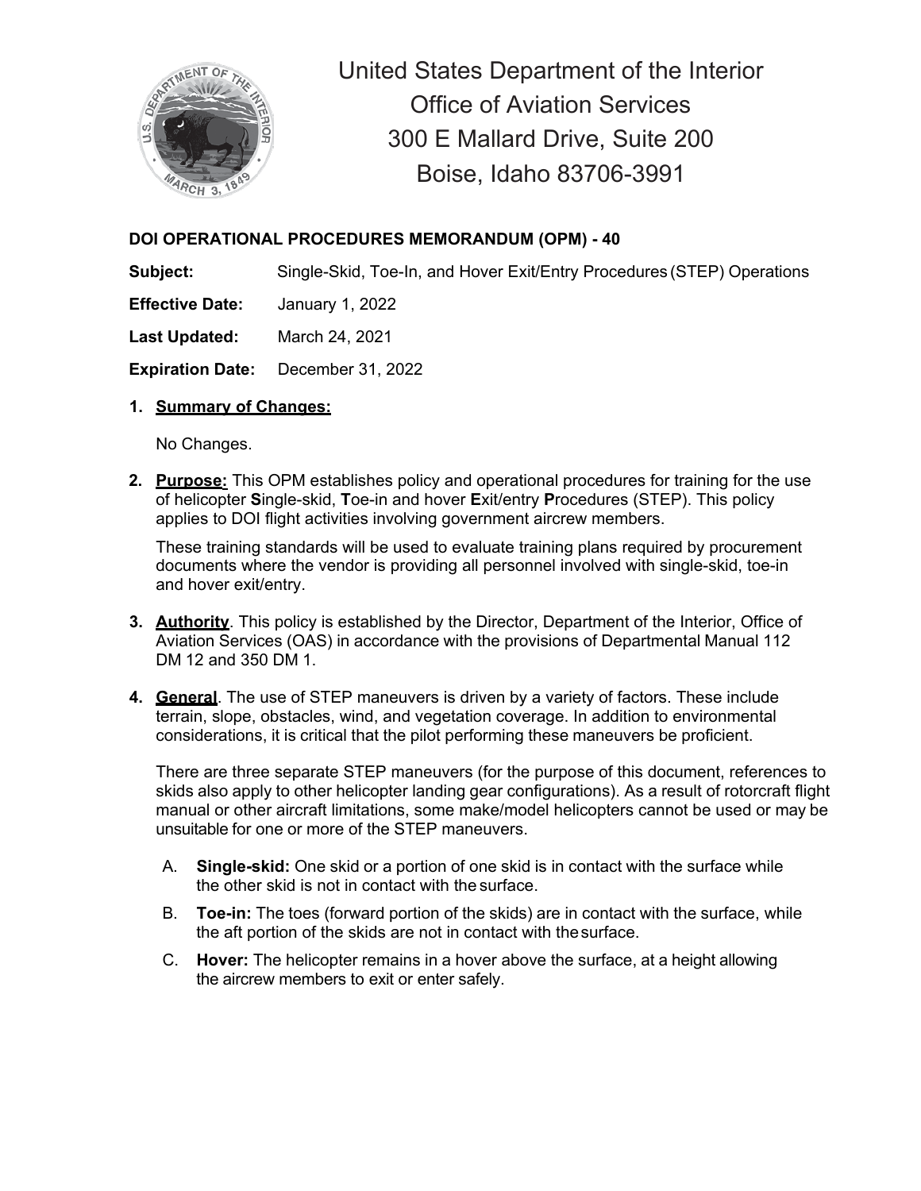United States Department of the Interior
Office of Aviation Services
300 E Mallard Drive, Suite 200
Boise, Idaho 83706-3991

**DOI OPERATIONAL PROCEDURES MEMORANDUM (OPM) - 40**

**Subject:** Single-Skid, Toe-In, and Hover Exit/Entry Procedures (STEP) Operations

**Effective Date:** January 1, 2022

**Last Updated:** March 24, 2021

**Expiration Date:** December 31, 2022

1. **Summary of Changes:**

   No Changes.

2. **Purpose:** This OPM establishes policy and operational procedures for training for the use of helicopter **S**ingle-skid, **T**oe-in and hover **E**xit/entry **P**rocedures (STEP). This policy applies to DOI flight activities involving government aircrew members.

   These training standards will be used to evaluate training plans required by procurement documents where the vendor is providing all personnel involved with single-skid, toe-in and hover exit/entry.

3. **Authority**. This policy is established by the Director, Department of the Interior, Office of Aviation Services (OAS) in accordance with the provisions of Departmental Manual 112 DM 12 and 350 DM 1.

4. **General**. The use of STEP maneuvers is driven by a variety of factors. These include terrain, slope, obstacles, wind, and vegetation coverage. In addition to environmental considerations, it is critical that the pilot performing these maneuvers be proficient.

   There are three separate STEP maneuvers (for the purpose of this document, references to skids also apply to other helicopter landing gear configurations). As a result of rotorcraft flight manual or other aircraft limitations, some make/model helicopters cannot be used or may be unsuitable for one or more of the STEP maneuvers.

   A. **Single-skid:** One skid or a portion of one skid is in contact with the surface while the other skid is not in contact with the surface.

   B. **Toe-in:** The toes (forward portion of the skids) are in contact with the surface, while the aft portion of the skids are not in contact with the surface.

   C. **Hover:** The helicopter remains in a hover above the surface, at a height allowing the aircrew members to exit or enter safely.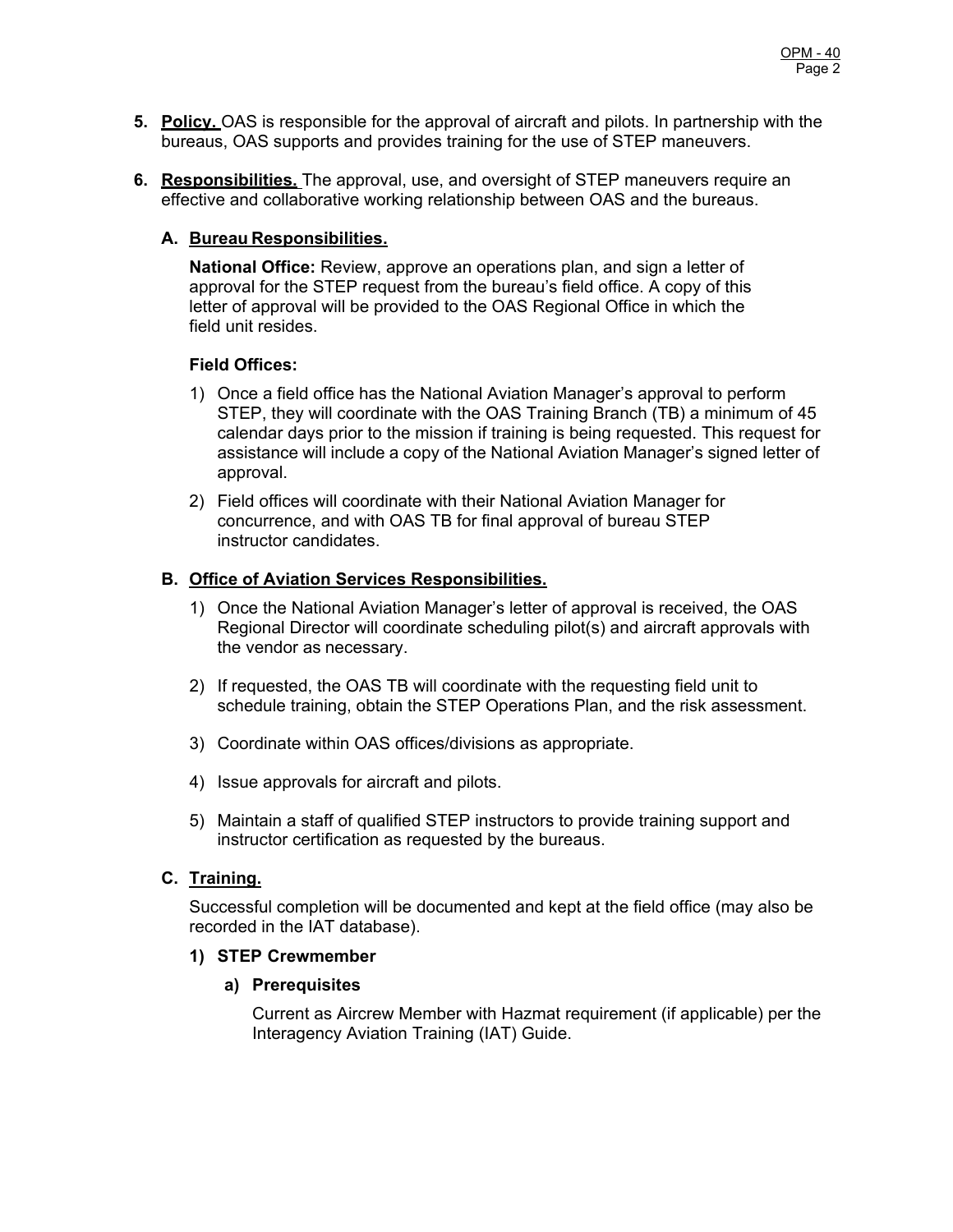5. **Policy.** OAS is responsible for the approval of aircraft and pilots. In partnership with the bureaus, OAS supports and provides training for the use of STEP maneuvers.

6. **Responsibilities.** The approval, use, and oversight of STEP maneuvers require an effective and collaborative working relationship between OAS and the bureaus.

   **A. Bureau Responsibilities.**

   **National Office:** Review, approve an operations plan, and sign a letter of approval for the STEP request from the bureau's field office. A copy of this letter of approval will be provided to the OAS Regional Office in which the field unit resides.

   **Field Offices:**

   1) Once a field office has the National Aviation Manager's approval to perform STEP, they will coordinate with the OAS Training Branch (TB) a minimum of 45 calendar days prior to the mission if training is being requested. This request for assistance will include a copy of the National Aviation Manager's signed letter of approval.

   2) Field offices will coordinate with their National Aviation Manager for concurrence, and with OAS TB for final approval of bureau STEP instructor candidates.

   **B. Office of Aviation Services Responsibilities.**

   1) Once the National Aviation Manager's letter of approval is received, the OAS Regional Director will coordinate scheduling pilot(s) and aircraft approvals with the vendor as necessary.

   2) If requested, the OAS TB will coordinate with the requesting field unit to schedule training, obtain the STEP Operations Plan, and the risk assessment.

   3) Coordinate within OAS offices/divisions as appropriate.

   4) Issue approvals for aircraft and pilots.

   5) Maintain a staff of qualified STEP instructors to provide training support and instructor certification as requested by the bureaus.

   **C. Training.**

   Successful completion will be documented and kept at the field office (may also be recorded in the IAT database).

   **1) STEP Crewmember**

   **a) Prerequisites**

   Current as Aircrew Member with Hazmat requirement (if applicable) per the Interagency Aviation Training (IAT) Guide.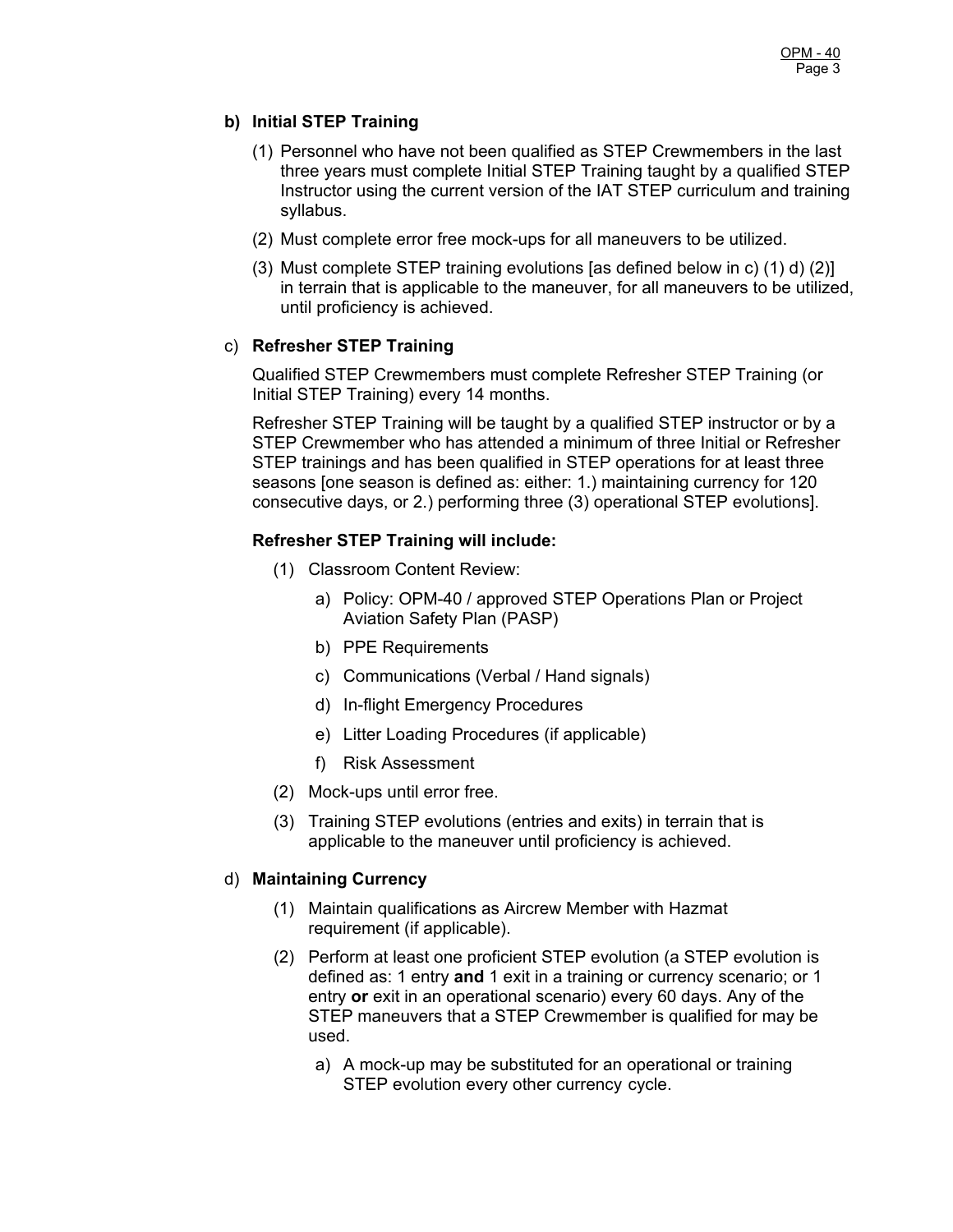**b) Initial STEP Training**

(1) Personnel who have not been qualified as STEP Crewmembers in the last three years must complete Initial STEP Training taught by a qualified STEP Instructor using the current version of the IAT STEP curriculum and training syllabus.

(2) Must complete error free mock-ups for all maneuvers to be utilized.

(3) Must complete STEP training evolutions [as defined below in c) (1) d) (2)] in terrain that is applicable to the maneuver, for all maneuvers to be utilized, until proficiency is achieved.

c) **Refresher STEP Training**

Qualified STEP Crewmembers must complete Refresher STEP Training (or Initial STEP Training) every 14 months.

Refresher STEP Training will be taught by a qualified STEP instructor or by a STEP Crewmember who has attended a minimum of three Initial or Refresher STEP trainings and has been qualified in STEP operations for at least three seasons [one season is defined as: either: 1.) maintaining currency for 120 consecutive days, or 2.) performing three (3) operational STEP evolutions].

**Refresher STEP Training will include:**

(1) Classroom Content Review:

a) Policy: OPM-40 / approved STEP Operations Plan or Project Aviation Safety Plan (PASP)

b) PPE Requirements

c) Communications (Verbal / Hand signals)

d) In-flight Emergency Procedures

e) Litter Loading Procedures (if applicable)

f) Risk Assessment

(2) Mock-ups until error free.

(3) Training STEP evolutions (entries and exits) in terrain that is applicable to the maneuver until proficiency is achieved.

d) **Maintaining Currency**

(1) Maintain qualifications as Aircrew Member with Hazmat requirement (if applicable).

(2) Perform at least one proficient STEP evolution (a STEP evolution is defined as: 1 entry **and** 1 exit in a training or currency scenario; or 1 entry **or** exit in an operational scenario) every 60 days. Any of the STEP maneuvers that a STEP Crewmember is qualified for may be used.

a) A mock-up may be substituted for an operational or training STEP evolution every other currency cycle.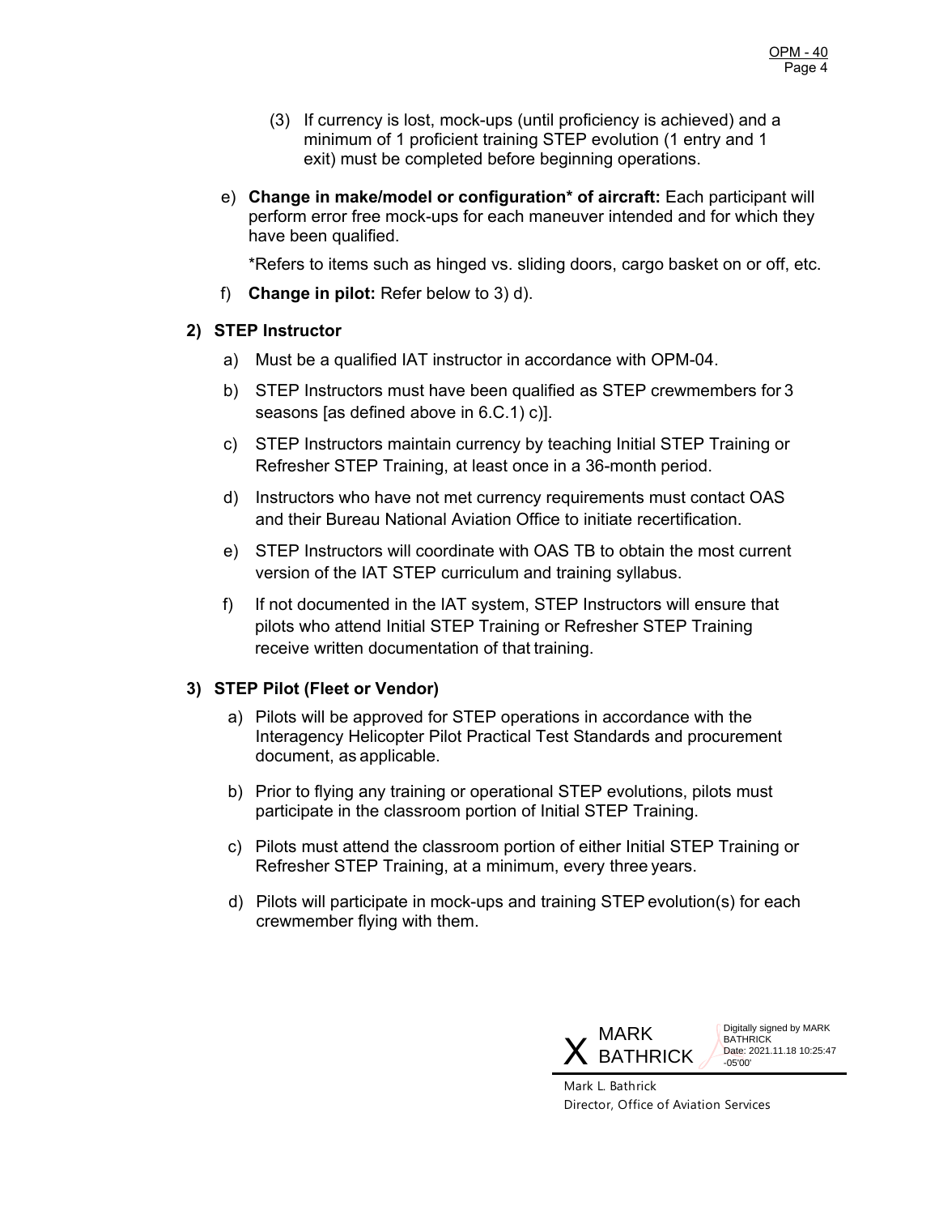(3) If currency is lost, mock-ups (until proficiency is achieved) and a minimum of 1 proficient training STEP evolution (1 entry and 1 exit) must be completed before beginning operations.

e) **Change in make/model or configuration\* of aircraft:** Each participant will perform error free mock-ups for each maneuver intended and for which they have been qualified.

*Refers to items such as hinged vs. sliding doors, cargo basket on or off, etc.

f) **Change in pilot:** Refer below to 3) d).

**2) STEP Instructor**

a) Must be a qualified IAT instructor in accordance with OPM-04.

b) STEP Instructors must have been qualified as STEP crewmembers for 3 seasons [as defined above in 6.C.1) c)].

c) STEP Instructors maintain currency by teaching Initial STEP Training or Refresher STEP Training, at least once in a 36-month period.

d) Instructors who have not met currency requirements must contact OAS and their Bureau National Aviation Office to initiate recertification.

e) STEP Instructors will coordinate with OAS TB to obtain the most current version of the IAT STEP curriculum and training syllabus.

f) If not documented in the IAT system, STEP Instructors will ensure that pilots who attend Initial STEP Training or Refresher STEP Training receive written documentation of that training.

**3) STEP Pilot (Fleet or Vendor)**

a) Pilots will be approved for STEP operations in accordance with the Interagency Helicopter Pilot Practical Test Standards and procurement document, as applicable.

b) Prior to flying any training or operational STEP evolutions, pilots must participate in the classroom portion of Initial STEP Training.

c) Pilots must attend the classroom portion of either Initial STEP Training or Refresher STEP Training, at a minimum, every three years.

d) Pilots will participate in mock-ups and training STEP evolution(s) for each crewmember flying with them.

X MARK BATHRICK

Digitally signed by MARK BATHRICK
Date: 2021.11.18 10:25:47 -05'00'

Mark L. Bathrick
Director, Office of Aviation Services